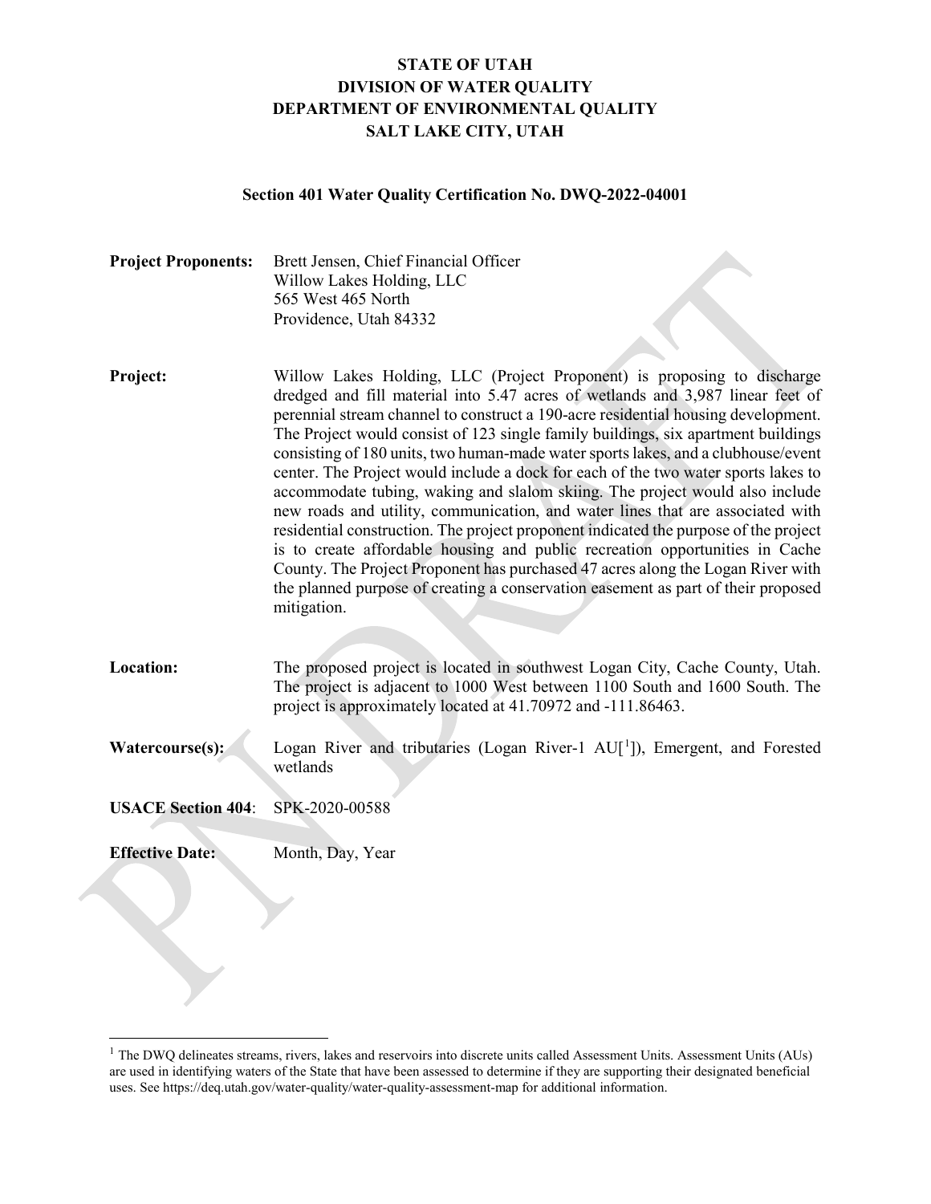**STATE OF UTAH**
**DIVISION OF WATER QUALITY**
**DEPARTMENT OF ENVIRONMENTAL QUALITY**
**SALT LAKE CITY, UTAH**

**Section 401 Water Quality Certification No. DWQ-2022-04001**

**Project Proponents:** Brett Jensen, Chief Financial Officer
Willow Lakes Holding, LLC
565 West 465 North
Providence, Utah 84332

**Project:** Willow Lakes Holding, LLC (Project Proponent) is proposing to discharge dredged and fill material into 5.47 acres of wetlands and 3,987 linear feet of perennial stream channel to construct a 190-acre residential housing development. The Project would consist of 123 single family buildings, six apartment buildings consisting of 180 units, two human-made water sports lakes, and a clubhouse/event center. The Project would include a dock for each of the two water sports lakes to accommodate tubing, waking and slalom skiing. The project would also include new roads and utility, communication, and water lines that are associated with residential construction. The project proponent indicated the purpose of the project is to create affordable housing and public recreation opportunities in Cache County. The Project Proponent has purchased 47 acres along the Logan River with the planned purpose of creating a conservation easement as part of their proposed mitigation.

**Location:** The proposed project is located in southwest Logan City, Cache County, Utah. The project is adjacent to 1000 West between 1100 South and 1600 South. The project is approximately located at 41.70972 and -111.86463.

**Watercourse(s):** Logan River and tributaries (Logan River-1 AU[[1]]), Emergent, and Forested wetlands

**USACE Section 404**: SPK-2020-00588

**Effective Date:** Month, Day, Year

[1] The DWQ delineates streams, rivers, lakes and reservoirs into discrete units called Assessment Units. Assessment Units (AUs) are used in identifying waters of the State that have been assessed to determine if they are supporting their designated beneficial uses. See https://deq.utah.gov/water-quality/water-quality-assessment-map for additional information.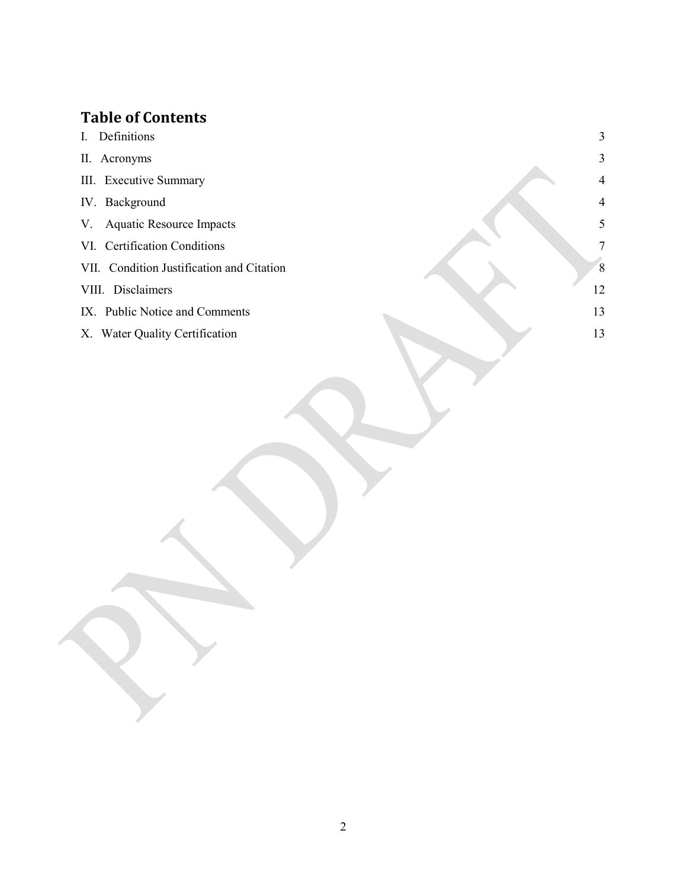## Table of Contents

| | |
|---|---|
| I. Definitions | 3 |
| II. Acronyms | 3 |
| III. Executive Summary | 4 |
| IV. Background | 4 |
| V. Aquatic Resource Impacts | 5 |
| VI. Certification Conditions | 7 |
| VII. Condition Justification and Citation | 8 |
| VIII. Disclaimers | 12 |
| IX. Public Notice and Comments | 13 |
| X. Water Quality Certification | 13 |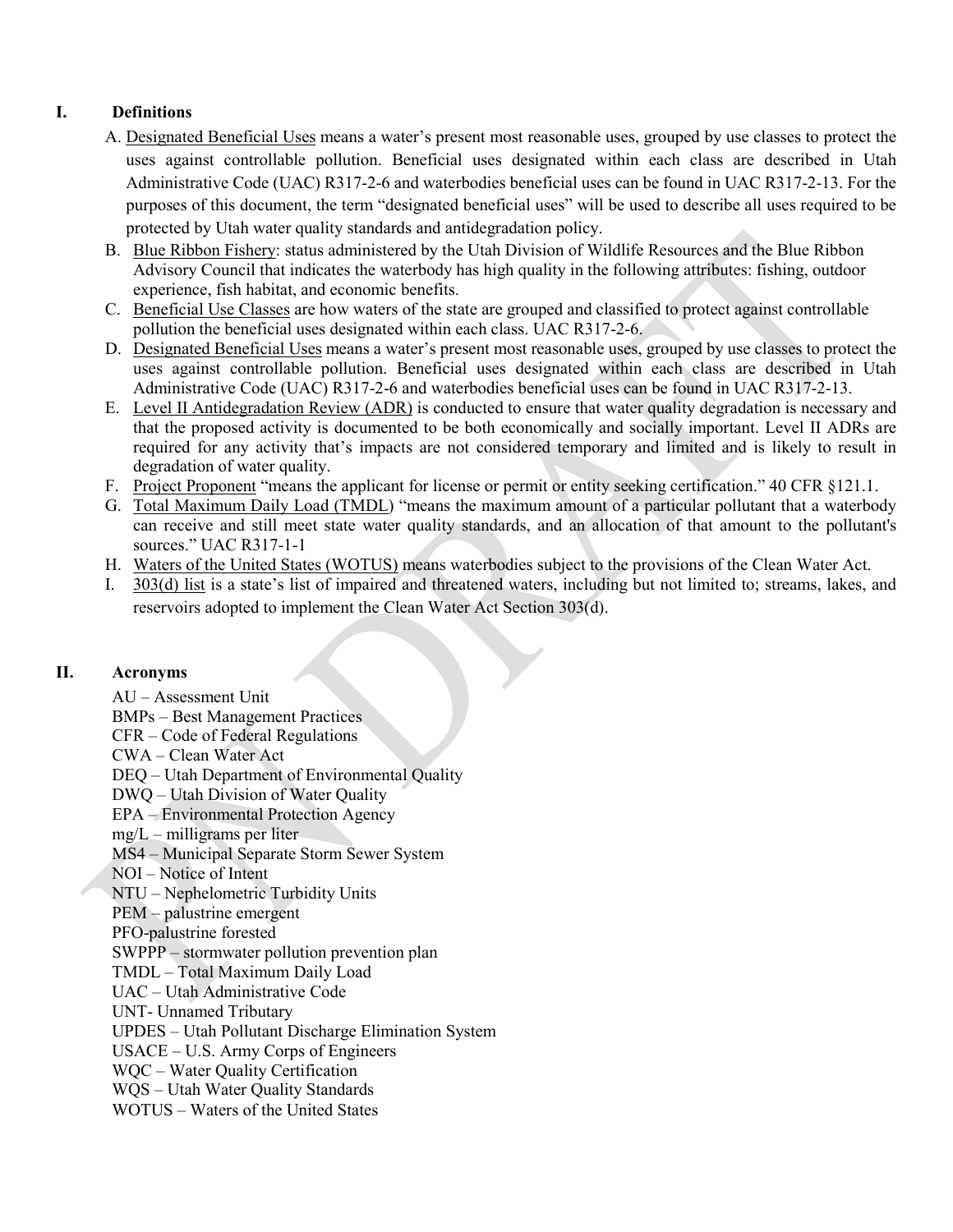## I. Definitions

A. Designated Beneficial Uses means a water's present most reasonable uses, grouped by use classes to protect the uses against controllable pollution. Beneficial uses designated within each class are described in Utah Administrative Code (UAC) R317-2-6 and waterbodies beneficial uses can be found in UAC R317-2-13. For the purposes of this document, the term "designated beneficial uses" will be used to describe all uses required to be protected by Utah water quality standards and antidegradation policy.

B. Blue Ribbon Fishery: status administered by the Utah Division of Wildlife Resources and the Blue Ribbon Advisory Council that indicates the waterbody has high quality in the following attributes: fishing, outdoor experience, fish habitat, and economic benefits.

C. Beneficial Use Classes are how waters of the state are grouped and classified to protect against controllable pollution the beneficial uses designated within each class. UAC R317-2-6.

D. Designated Beneficial Uses means a water's present most reasonable uses, grouped by use classes to protect the uses against controllable pollution. Beneficial uses designated within each class are described in Utah Administrative Code (UAC) R317-2-6 and waterbodies beneficial uses can be found in UAC R317-2-13.

E. Level II Antidegradation Review (ADR) is conducted to ensure that water quality degradation is necessary and that the proposed activity is documented to be both economically and socially important. Level II ADRs are required for any activity that's impacts are not considered temporary and limited and is likely to result in degradation of water quality.

F. Project Proponent "means the applicant for license or permit or entity seeking certification." 40 CFR §121.1.

G. Total Maximum Daily Load (TMDL) "means the maximum amount of a particular pollutant that a waterbody can receive and still meet state water quality standards, and an allocation of that amount to the pollutant's sources." UAC R317-1-1

H. Waters of the United States (WOTUS) means waterbodies subject to the provisions of the Clean Water Act.

I. 303(d) list is a state's list of impaired and threatened waters, including but not limited to; streams, lakes, and reservoirs adopted to implement the Clean Water Act Section 303(d).

## II. Acronyms

AU – Assessment Unit
BMPs – Best Management Practices
CFR – Code of Federal Regulations
CWA – Clean Water Act
DEQ – Utah Department of Environmental Quality
DWQ – Utah Division of Water Quality
EPA – Environmental Protection Agency
mg/L – milligrams per liter
MS4 – Municipal Separate Storm Sewer System
NOI – Notice of Intent
NTU – Nephelometric Turbidity Units
PEM – palustrine emergent
PFO-palustrine forested
SWPPP – stormwater pollution prevention plan
TMDL – Total Maximum Daily Load
UAC – Utah Administrative Code
UNT- Unnamed Tributary
UPDES – Utah Pollutant Discharge Elimination System
USACE – U.S. Army Corps of Engineers
WQC – Water Quality Certification
WQS – Utah Water Quality Standards
WOTUS – Waters of the United States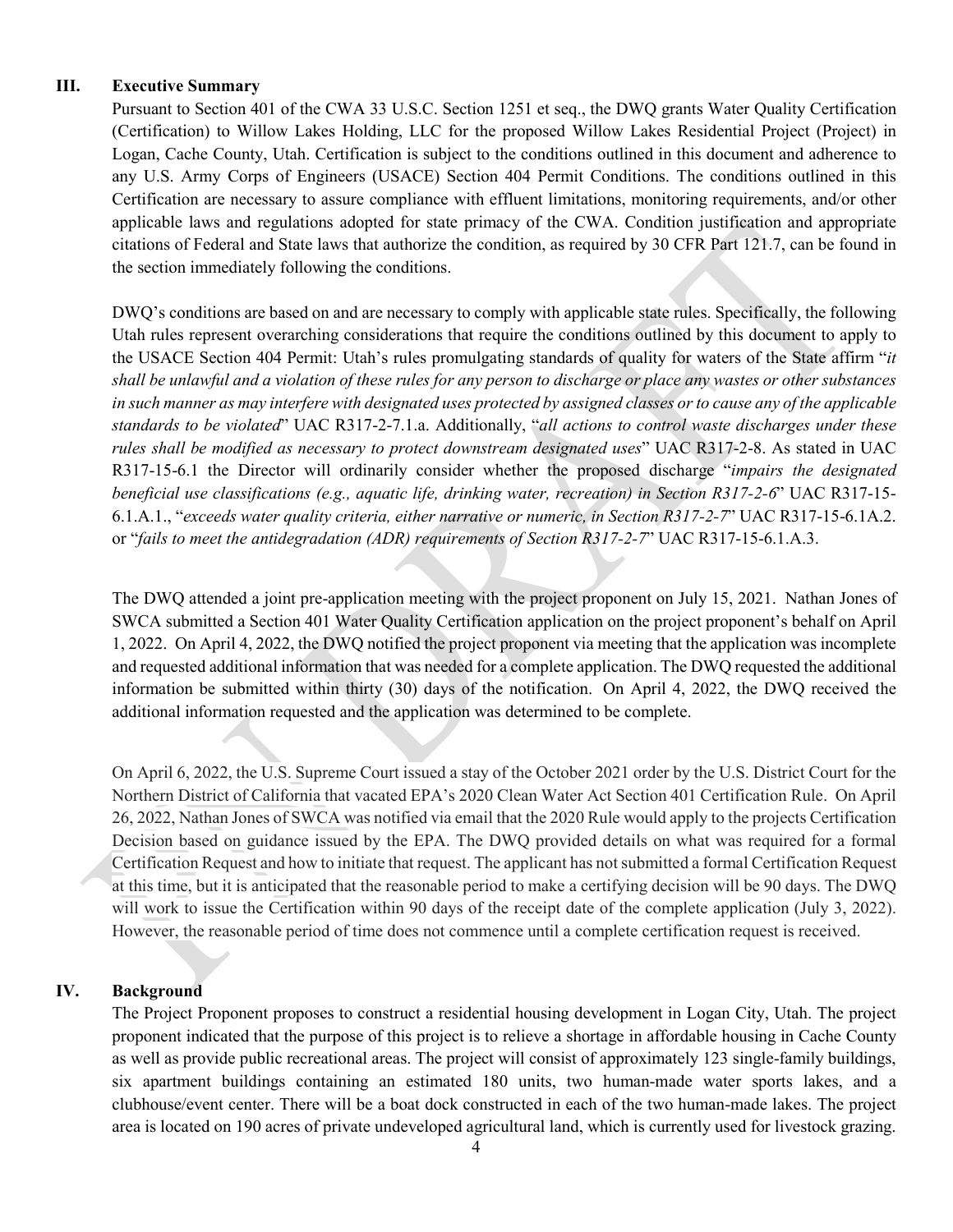## III. Executive Summary

Pursuant to Section 401 of the CWA 33 U.S.C. Section 1251 et seq., the DWQ grants Water Quality Certification (Certification) to Willow Lakes Holding, LLC for the proposed Willow Lakes Residential Project (Project) in Logan, Cache County, Utah. Certification is subject to the conditions outlined in this document and adherence to any U.S. Army Corps of Engineers (USACE) Section 404 Permit Conditions. The conditions outlined in this Certification are necessary to assure compliance with effluent limitations, monitoring requirements, and/or other applicable laws and regulations adopted for state primacy of the CWA. Condition justification and appropriate citations of Federal and State laws that authorize the condition, as required by 30 CFR Part 121.7, can be found in the section immediately following the conditions.

DWQ's conditions are based on and are necessary to comply with applicable state rules. Specifically, the following Utah rules represent overarching considerations that require the conditions outlined by this document to apply to the USACE Section 404 Permit: Utah's rules promulgating standards of quality for waters of the State affirm "*it shall be unlawful and a violation of these rules for any person to discharge or place any wastes or other substances in such manner as may interfere with designated uses protected by assigned classes or to cause any of the applicable standards to be violated*" UAC R317-2-7.1.a. Additionally, "*all actions to control waste discharges under these rules shall be modified as necessary to protect downstream designated uses*" UAC R317-2-8. As stated in UAC R317-15-6.1 the Director will ordinarily consider whether the proposed discharge "*impairs the designated beneficial use classifications (e.g., aquatic life, drinking water, recreation) in Section R317-2-6*" UAC R317-15-6.1.A.1., "*exceeds water quality criteria, either narrative or numeric, in Section R317-2-7*" UAC R317-15-6.1A.2. or "*fails to meet the antidegradation (ADR) requirements of Section R317-2-7*" UAC R317-15-6.1.A.3.

The DWQ attended a joint pre-application meeting with the project proponent on July 15, 2021. Nathan Jones of SWCA submitted a Section 401 Water Quality Certification application on the project proponent's behalf on April 1, 2022. On April 4, 2022, the DWQ notified the project proponent via meeting that the application was incomplete and requested additional information that was needed for a complete application. The DWQ requested the additional information be submitted within thirty (30) days of the notification. On April 4, 2022, the DWQ received the additional information requested and the application was determined to be complete.

On April 6, 2022, the U.S. Supreme Court issued a stay of the October 2021 order by the U.S. District Court for the Northern District of California that vacated EPA's 2020 Clean Water Act Section 401 Certification Rule. On April 26, 2022, Nathan Jones of SWCA was notified via email that the 2020 Rule would apply to the projects Certification Decision based on guidance issued by the EPA. The DWQ provided details on what was required for a formal Certification Request and how to initiate that request. The applicant has not submitted a formal Certification Request at this time, but it is anticipated that the reasonable period to make a certifying decision will be 90 days. The DWQ will work to issue the Certification within 90 days of the receipt date of the complete application (July 3, 2022). However, the reasonable period of time does not commence until a complete certification request is received.

## IV. Background

The Project Proponent proposes to construct a residential housing development in Logan City, Utah. The project proponent indicated that the purpose of this project is to relieve a shortage in affordable housing in Cache County as well as provide public recreational areas. The project will consist of approximately 123 single-family buildings, six apartment buildings containing an estimated 180 units, two human-made water sports lakes, and a clubhouse/event center. There will be a boat dock constructed in each of the two human-made lakes. The project area is located on 190 acres of private undeveloped agricultural land, which is currently used for livestock grazing.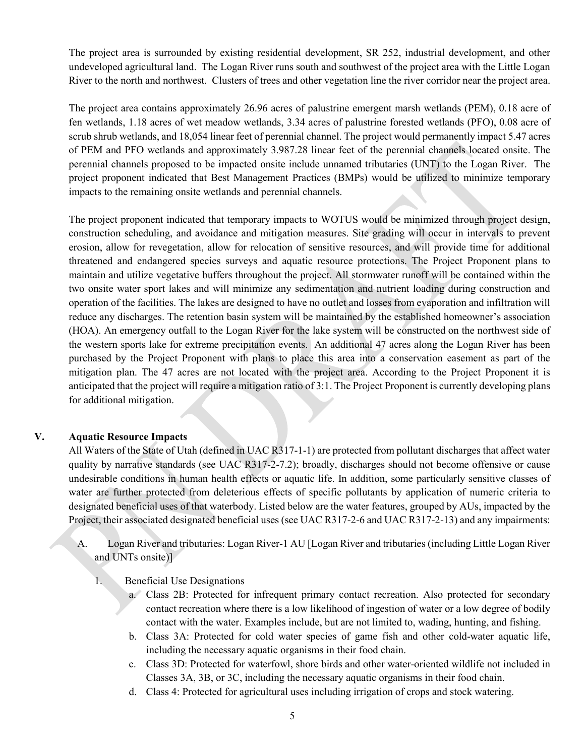The project area is surrounded by existing residential development, SR 252, industrial development, and other undeveloped agricultural land. The Logan River runs south and southwest of the project area with the Little Logan River to the north and northwest. Clusters of trees and other vegetation line the river corridor near the project area.

The project area contains approximately 26.96 acres of palustrine emergent marsh wetlands (PEM), 0.18 acre of fen wetlands, 1.18 acres of wet meadow wetlands, 3.34 acres of palustrine forested wetlands (PFO), 0.08 acre of scrub shrub wetlands, and 18,054 linear feet of perennial channel. The project would permanently impact 5.47 acres of PEM and PFO wetlands and approximately 3.987.28 linear feet of the perennial channels located onsite. The perennial channels proposed to be impacted onsite include unnamed tributaries (UNT) to the Logan River. The project proponent indicated that Best Management Practices (BMPs) would be utilized to minimize temporary impacts to the remaining onsite wetlands and perennial channels.

The project proponent indicated that temporary impacts to WOTUS would be minimized through project design, construction scheduling, and avoidance and mitigation measures. Site grading will occur in intervals to prevent erosion, allow for revegetation, allow for relocation of sensitive resources, and will provide time for additional threatened and endangered species surveys and aquatic resource protections. The Project Proponent plans to maintain and utilize vegetative buffers throughout the project. All stormwater runoff will be contained within the two onsite water sport lakes and will minimize any sedimentation and nutrient loading during construction and operation of the facilities. The lakes are designed to have no outlet and losses from evaporation and infiltration will reduce any discharges. The retention basin system will be maintained by the established homeowner's association (HOA). An emergency outfall to the Logan River for the lake system will be constructed on the northwest side of the western sports lake for extreme precipitation events. An additional 47 acres along the Logan River has been purchased by the Project Proponent with plans to place this area into a conservation easement as part of the mitigation plan. The 47 acres are not located with the project area. According to the Project Proponent it is anticipated that the project will require a mitigation ratio of 3:1. The Project Proponent is currently developing plans for additional mitigation.

## V. Aquatic Resource Impacts

All Waters of the State of Utah (defined in UAC R317-1-1) are protected from pollutant discharges that affect water quality by narrative standards (see UAC R317-2-7.2); broadly, discharges should not become offensive or cause undesirable conditions in human health effects or aquatic life. In addition, some particularly sensitive classes of water are further protected from deleterious effects of specific pollutants by application of numeric criteria to designated beneficial uses of that waterbody. Listed below are the water features, grouped by AUs, impacted by the Project, their associated designated beneficial uses (see UAC R317-2-6 and UAC R317-2-13) and any impairments:

A. Logan River and tributaries: Logan River-1 AU [Logan River and tributaries (including Little Logan River and UNTs onsite)]

1. Beneficial Use Designations
   a. Class 2B: Protected for infrequent primary contact recreation. Also protected for secondary contact recreation where there is a low likelihood of ingestion of water or a low degree of bodily contact with the water. Examples include, but are not limited to, wading, hunting, and fishing.
   b. Class 3A: Protected for cold water species of game fish and other cold-water aquatic life, including the necessary aquatic organisms in their food chain.
   c. Class 3D: Protected for waterfowl, shore birds and other water-oriented wildlife not included in Classes 3A, 3B, or 3C, including the necessary aquatic organisms in their food chain.
   d. Class 4: Protected for agricultural uses including irrigation of crops and stock watering.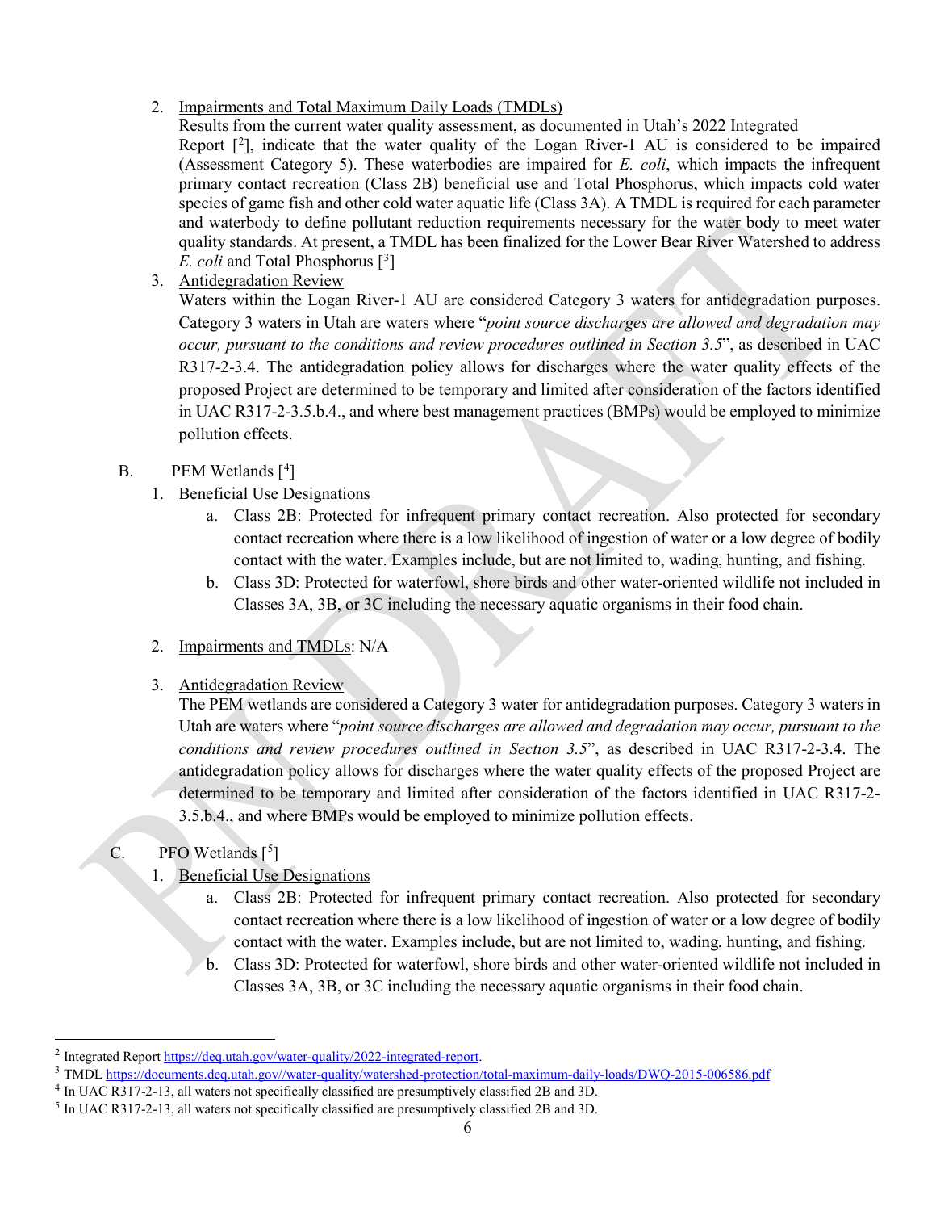2. <u>Impairments and Total Maximum Daily Loads (TMDLs)</u>
   Results from the current water quality assessment, as documented in Utah's 2022 Integrated Report [2], indicate that the water quality of the Logan River-1 AU is considered to be impaired (Assessment Category 5). These waterbodies are impaired for *E. coli*, which impacts the infrequent primary contact recreation (Class 2B) beneficial use and Total Phosphorus, which impacts cold water species of game fish and other cold water aquatic life (Class 3A). A TMDL is required for each parameter and waterbody to define pollutant reduction requirements necessary for the water body to meet water quality standards. At present, a TMDL has been finalized for the Lower Bear River Watershed to address *E. coli* and Total Phosphorus [3]

3. <u>Antidegradation Review</u>
   Waters within the Logan River-1 AU are considered Category 3 waters for antidegradation purposes. Category 3 waters in Utah are waters where "*point source discharges are allowed and degradation may occur, pursuant to the conditions and review procedures outlined in Section 3.5*", as described in UAC R317-2-3.4. The antidegradation policy allows for discharges where the water quality effects of the proposed Project are determined to be temporary and limited after consideration of the factors identified in UAC R317-2-3.5.b.4., and where best management practices (BMPs) would be employed to minimize pollution effects.

B. PEM Wetlands [4]

1. <u>Beneficial Use Designations</u>
   a. Class 2B: Protected for infrequent primary contact recreation. Also protected for secondary contact recreation where there is a low likelihood of ingestion of water or a low degree of bodily contact with the water. Examples include, but are not limited to, wading, hunting, and fishing.
   b. Class 3D: Protected for waterfowl, shore birds and other water-oriented wildlife not included in Classes 3A, 3B, or 3C including the necessary aquatic organisms in their food chain.

2. <u>Impairments and TMDLs</u>: N/A

3. <u>Antidegradation Review</u>
   The PEM wetlands are considered a Category 3 water for antidegradation purposes. Category 3 waters in Utah are waters where "*point source discharges are allowed and degradation may occur, pursuant to the conditions and review procedures outlined in Section 3.5*", as described in UAC R317-2-3.4. The antidegradation policy allows for discharges where the water quality effects of the proposed Project are determined to be temporary and limited after consideration of the factors identified in UAC R317-2-3.5.b.4., and where BMPs would be employed to minimize pollution effects.

C. PFO Wetlands [5]

1. <u>Beneficial Use Designations</u>
   a. Class 2B: Protected for infrequent primary contact recreation. Also protected for secondary contact recreation where there is a low likelihood of ingestion of water or a low degree of bodily contact with the water. Examples include, but are not limited to, wading, hunting, and fishing.
   b. Class 3D: Protected for waterfowl, shore birds and other water-oriented wildlife not included in Classes 3A, 3B, or 3C including the necessary aquatic organisms in their food chain.

---

[2] Integrated Report https://deq.utah.gov/water-quality/2022-integrated-report.

[3] TMDL https://documents.deq.utah.gov//water-quality/watershed-protection/total-maximum-daily-loads/DWQ-2015-006586.pdf

[4] In UAC R317-2-13, all waters not specifically classified are presumptively classified 2B and 3D.

[5] In UAC R317-2-13, all waters not specifically classified are presumptively classified 2B and 3D.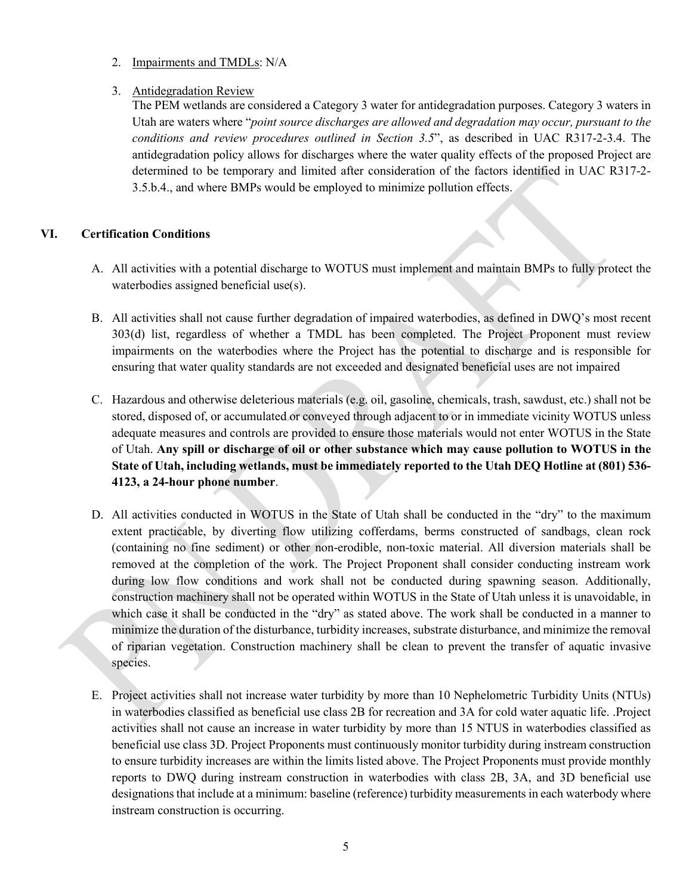2. Impairments and TMDLs: N/A

3. Antidegradation Review

   The PEM wetlands are considered a Category 3 water for antidegradation purposes. Category 3 waters in Utah are waters where "*point source discharges are allowed and degradation may occur, pursuant to the conditions and review procedures outlined in Section 3.5*", as described in UAC R317-2-3.4. The antidegradation policy allows for discharges where the water quality effects of the proposed Project are determined to be temporary and limited after consideration of the factors identified in UAC R317-2-3.5.b.4., and where BMPs would be employed to minimize pollution effects.

## VI. Certification Conditions

A. All activities with a potential discharge to WOTUS must implement and maintain BMPs to fully protect the waterbodies assigned beneficial use(s).

B. All activities shall not cause further degradation of impaired waterbodies, as defined in DWQ's most recent 303(d) list, regardless of whether a TMDL has been completed. The Project Proponent must review impairments on the waterbodies where the Project has the potential to discharge and is responsible for ensuring that water quality standards are not exceeded and designated beneficial uses are not impaired

C. Hazardous and otherwise deleterious materials (e.g. oil, gasoline, chemicals, trash, sawdust, etc.) shall not be stored, disposed of, or accumulated or conveyed through adjacent to or in immediate vicinity WOTUS unless adequate measures and controls are provided to ensure those materials would not enter WOTUS in the State of Utah. **Any spill or discharge of oil or other substance which may cause pollution to WOTUS in the State of Utah, including wetlands, must be immediately reported to the Utah DEQ Hotline at (801) 536-4123, a 24-hour phone number**.

D. All activities conducted in WOTUS in the State of Utah shall be conducted in the "dry" to the maximum extent practicable, by diverting flow utilizing cofferdams, berms constructed of sandbags, clean rock (containing no fine sediment) or other non-erodible, non-toxic material. All diversion materials shall be removed at the completion of the work. The Project Proponent shall consider conducting instream work during low flow conditions and work shall not be conducted during spawning season. Additionally, construction machinery shall not be operated within WOTUS in the State of Utah unless it is unavoidable, in which case it shall be conducted in the "dry" as stated above. The work shall be conducted in a manner to minimize the duration of the disturbance, turbidity increases, substrate disturbance, and minimize the removal of riparian vegetation. Construction machinery shall be clean to prevent the transfer of aquatic invasive species.

E. Project activities shall not increase water turbidity by more than 10 Nephelometric Turbidity Units (NTUs) in waterbodies classified as beneficial use class 2B for recreation and 3A for cold water aquatic life. .Project activities shall not cause an increase in water turbidity by more than 15 NTUS in waterbodies classified as beneficial use class 3D. Project Proponents must continuously monitor turbidity during instream construction to ensure turbidity increases are within the limits listed above. The Project Proponents must provide monthly reports to DWQ during instream construction in waterbodies with class 2B, 3A, and 3D beneficial use designations that include at a minimum: baseline (reference) turbidity measurements in each waterbody where instream construction is occurring.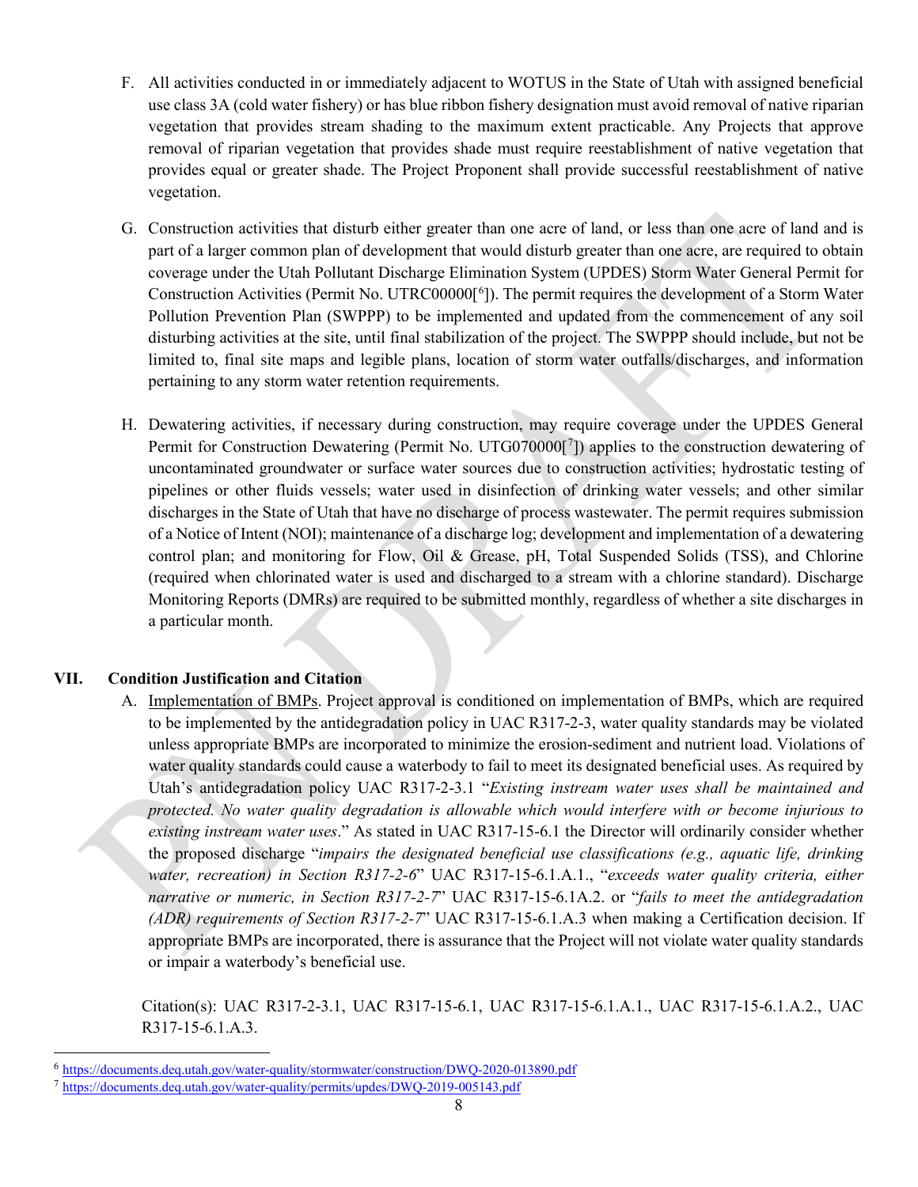F. All activities conducted in or immediately adjacent to WOTUS in the State of Utah with assigned beneficial use class 3A (cold water fishery) or has blue ribbon fishery designation must avoid removal of native riparian vegetation that provides stream shading to the maximum extent practicable. Any Projects that approve removal of riparian vegetation that provides shade must require reestablishment of native vegetation that provides equal or greater shade. The Project Proponent shall provide successful reestablishment of native vegetation.

G. Construction activities that disturb either greater than one acre of land, or less than one acre of land and is part of a larger common plan of development that would disturb greater than one acre, are required to obtain coverage under the Utah Pollutant Discharge Elimination System (UPDES) Storm Water General Permit for Construction Activities (Permit No. UTRC00000[6]). The permit requires the development of a Storm Water Pollution Prevention Plan (SWPPP) to be implemented and updated from the commencement of any soil disturbing activities at the site, until final stabilization of the project. The SWPPP should include, but not be limited to, final site maps and legible plans, location of storm water outfalls/discharges, and information pertaining to any storm water retention requirements.

H. Dewatering activities, if necessary during construction, may require coverage under the UPDES General Permit for Construction Dewatering (Permit No. UTG070000[7]) applies to the construction dewatering of uncontaminated groundwater or surface water sources due to construction activities; hydrostatic testing of pipelines or other fluids vessels; water used in disinfection of drinking water vessels; and other similar discharges in the State of Utah that have no discharge of process wastewater. The permit requires submission of a Notice of Intent (NOI); maintenance of a discharge log; development and implementation of a dewatering control plan; and monitoring for Flow, Oil & Grease, pH, Total Suspended Solids (TSS), and Chlorine (required when chlorinated water is used and discharged to a stream with a chlorine standard). Discharge Monitoring Reports (DMRs) are required to be submitted monthly, regardless of whether a site discharges in a particular month.

## VII. Condition Justification and Citation

A. Implementation of BMPs. Project approval is conditioned on implementation of BMPs, which are required to be implemented by the antidegradation policy in UAC R317-2-3, water quality standards may be violated unless appropriate BMPs are incorporated to minimize the erosion-sediment and nutrient load. Violations of water quality standards could cause a waterbody to fail to meet its designated beneficial uses. As required by Utah's antidegradation policy UAC R317-2-3.1 "*Existing instream water uses shall be maintained and protected. No water quality degradation is allowable which would interfere with or become injurious to existing instream water uses*." As stated in UAC R317-15-6.1 the Director will ordinarily consider whether the proposed discharge "*impairs the designated beneficial use classifications (e.g., aquatic life, drinking water, recreation) in Section R317-2-6*" UAC R317-15-6.1.A.1., "*exceeds water quality criteria, either narrative or numeric, in Section R317-2-7*" UAC R317-15-6.1A.2. or "*fails to meet the antidegradation (ADR) requirements of Section R317-2-7*" UAC R317-15-6.1.A.3 when making a Certification decision. If appropriate BMPs are incorporated, there is assurance that the Project will not violate water quality standards or impair a waterbody's beneficial use.

Citation(s): UAC R317-2-3.1, UAC R317-15-6.1, UAC R317-15-6.1.A.1., UAC R317-15-6.1.A.2., UAC R317-15-6.1.A.3.

---

[6] https://documents.deq.utah.gov/water-quality/stormwater/construction/DWQ-2020-013890.pdf

[7] https://documents.deq.utah.gov/water-quality/permits/updes/DWQ-2019-005143.pdf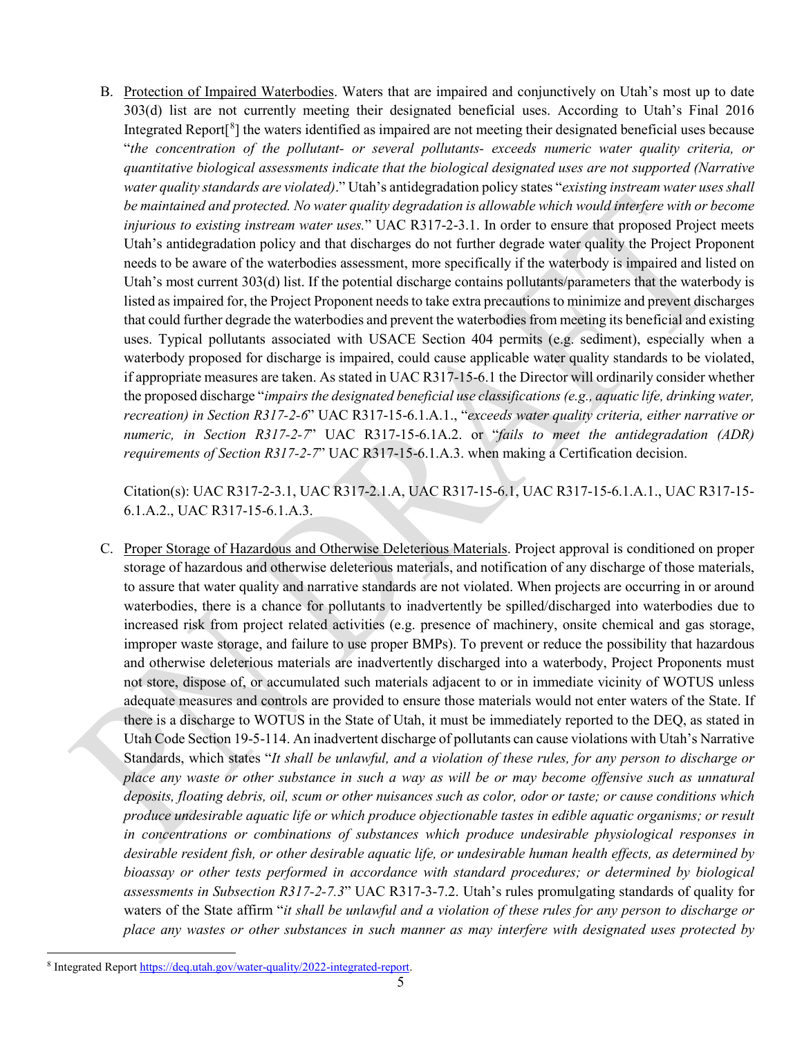B. Protection of Impaired Waterbodies. Waters that are impaired and conjunctively on Utah's most up to date 303(d) list are not currently meeting their designated beneficial uses. According to Utah's Final 2016 Integrated Report[8] the waters identified as impaired are not meeting their designated beneficial uses because "*the concentration of the pollutant- or several pollutants- exceeds numeric water quality criteria, or quantitative biological assessments indicate that the biological designated uses are not supported (Narrative water quality standards are violated)*." Utah's antidegradation policy states "*existing instream water uses shall be maintained and protected. No water quality degradation is allowable which would interfere with or become injurious to existing instream water uses.*" UAC R317-2-3.1. In order to ensure that proposed Project meets Utah's antidegradation policy and that discharges do not further degrade water quality the Project Proponent needs to be aware of the waterbodies assessment, more specifically if the waterbody is impaired and listed on Utah's most current 303(d) list. If the potential discharge contains pollutants/parameters that the waterbody is listed as impaired for, the Project Proponent needs to take extra precautions to minimize and prevent discharges that could further degrade the waterbodies and prevent the waterbodies from meeting its beneficial and existing uses. Typical pollutants associated with USACE Section 404 permits (e.g. sediment), especially when a waterbody proposed for discharge is impaired, could cause applicable water quality standards to be violated, if appropriate measures are taken. As stated in UAC R317-15-6.1 the Director will ordinarily consider whether the proposed discharge "*impairs the designated beneficial use classifications (e.g., aquatic life, drinking water, recreation) in Section R317-2-6*" UAC R317-15-6.1.A.1., "*exceeds water quality criteria, either narrative or numeric, in Section R317-2-7*" UAC R317-15-6.1A.2. or "*fails to meet the antidegradation (ADR) requirements of Section R317-2-7*" UAC R317-15-6.1.A.3. when making a Certification decision.

Citation(s): UAC R317-2-3.1, UAC R317-2.1.A, UAC R317-15-6.1, UAC R317-15-6.1.A.1., UAC R317-15-6.1.A.2., UAC R317-15-6.1.A.3.

C. Proper Storage of Hazardous and Otherwise Deleterious Materials. Project approval is conditioned on proper storage of hazardous and otherwise deleterious materials, and notification of any discharge of those materials, to assure that water quality and narrative standards are not violated. When projects are occurring in or around waterbodies, there is a chance for pollutants to inadvertently be spilled/discharged into waterbodies due to increased risk from project related activities (e.g. presence of machinery, onsite chemical and gas storage, improper waste storage, and failure to use proper BMPs). To prevent or reduce the possibility that hazardous and otherwise deleterious materials are inadvertently discharged into a waterbody, Project Proponents must not store, dispose of, or accumulated such materials adjacent to or in immediate vicinity of WOTUS unless adequate measures and controls are provided to ensure those materials would not enter waters of the State. If there is a discharge to WOTUS in the State of Utah, it must be immediately reported to the DEQ, as stated in Utah Code Section 19-5-114. An inadvertent discharge of pollutants can cause violations with Utah's Narrative Standards, which states "*It shall be unlawful, and a violation of these rules, for any person to discharge or place any waste or other substance in such a way as will be or may become offensive such as unnatural deposits, floating debris, oil, scum or other nuisances such as color, odor or taste; or cause conditions which produce undesirable aquatic life or which produce objectionable tastes in edible aquatic organisms; or result in concentrations or combinations of substances which produce undesirable physiological responses in desirable resident fish, or other desirable aquatic life, or undesirable human health effects, as determined by bioassay or other tests performed in accordance with standard procedures; or determined by biological assessments in Subsection R317-2-7.3*" UAC R317-3-7.2. Utah's rules promulgating standards of quality for waters of the State affirm "*it shall be unlawful and a violation of these rules for any person to discharge or place any wastes or other substances in such manner as may interfere with designated uses protected by*

[8] Integrated Report https://deq.utah.gov/water-quality/2022-integrated-report.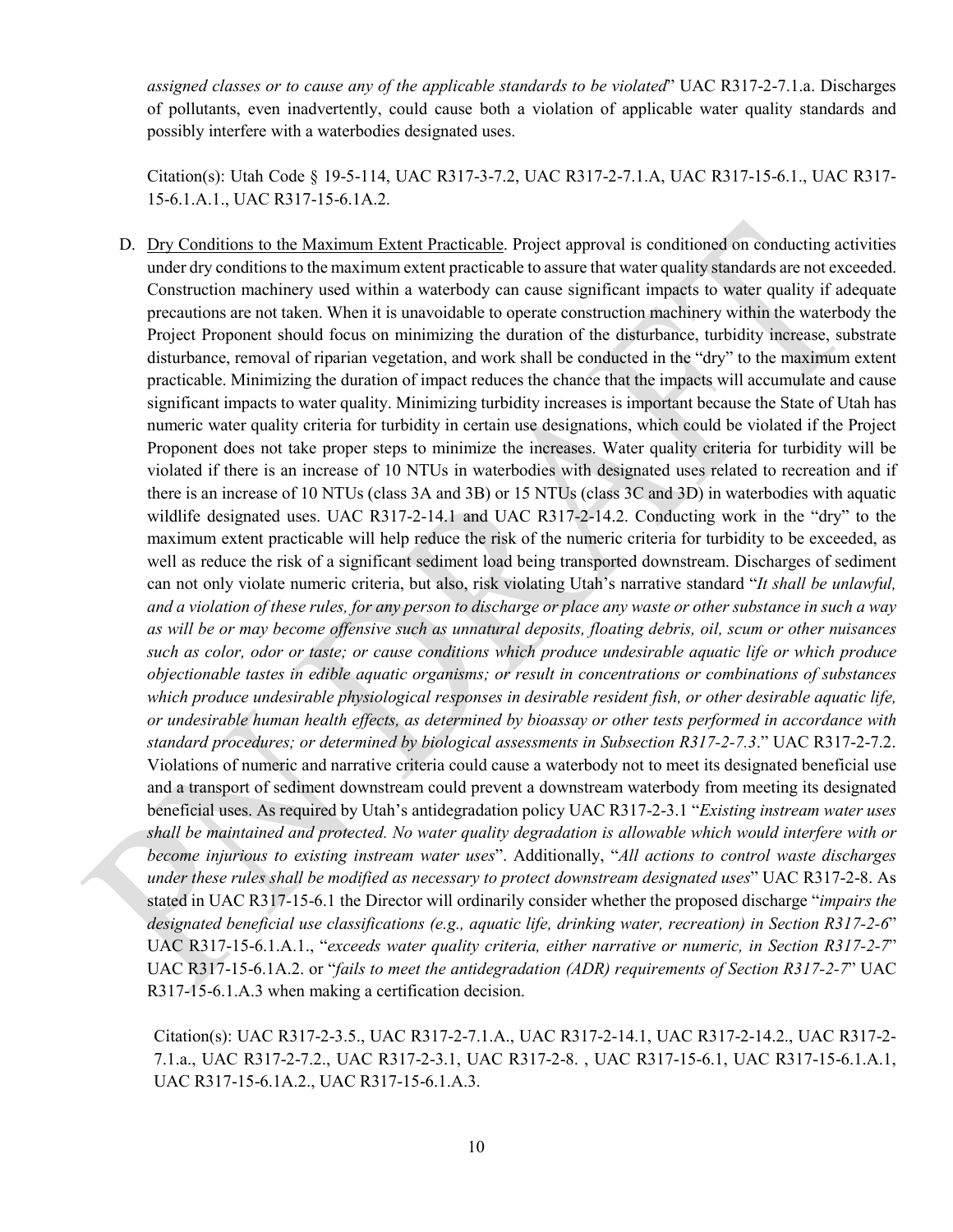*assigned classes or to cause any of the applicable standards to be violated*" UAC R317-2-7.1.a. Discharges of pollutants, even inadvertently, could cause both a violation of applicable water quality standards and possibly interfere with a waterbodies designated uses.

Citation(s): Utah Code § 19-5-114, UAC R317-3-7.2, UAC R317-2-7.1.A, UAC R317-15-6.1., UAC R317-15-6.1.A.1., UAC R317-15-6.1A.2.

D. Dry Conditions to the Maximum Extent Practicable. Project approval is conditioned on conducting activities under dry conditions to the maximum extent practicable to assure that water quality standards are not exceeded. Construction machinery used within a waterbody can cause significant impacts to water quality if adequate precautions are not taken. When it is unavoidable to operate construction machinery within the waterbody the Project Proponent should focus on minimizing the duration of the disturbance, turbidity increase, substrate disturbance, removal of riparian vegetation, and work shall be conducted in the "dry" to the maximum extent practicable. Minimizing the duration of impact reduces the chance that the impacts will accumulate and cause significant impacts to water quality. Minimizing turbidity increases is important because the State of Utah has numeric water quality criteria for turbidity in certain use designations, which could be violated if the Project Proponent does not take proper steps to minimize the increases. Water quality criteria for turbidity will be violated if there is an increase of 10 NTUs in waterbodies with designated uses related to recreation and if there is an increase of 10 NTUs (class 3A and 3B) or 15 NTUs (class 3C and 3D) in waterbodies with aquatic wildlife designated uses. UAC R317-2-14.1 and UAC R317-2-14.2. Conducting work in the "dry" to the maximum extent practicable will help reduce the risk of the numeric criteria for turbidity to be exceeded, as well as reduce the risk of a significant sediment load being transported downstream. Discharges of sediment can not only violate numeric criteria, but also, risk violating Utah's narrative standard "*It shall be unlawful, and a violation of these rules, for any person to discharge or place any waste or other substance in such a way as will be or may become offensive such as unnatural deposits, floating debris, oil, scum or other nuisances such as color, odor or taste; or cause conditions which produce undesirable aquatic life or which produce objectionable tastes in edible aquatic organisms; or result in concentrations or combinations of substances which produce undesirable physiological responses in desirable resident fish, or other desirable aquatic life, or undesirable human health effects, as determined by bioassay or other tests performed in accordance with standard procedures; or determined by biological assessments in Subsection R317-2-7.3*." UAC R317-2-7.2. Violations of numeric and narrative criteria could cause a waterbody not to meet its designated beneficial use and a transport of sediment downstream could prevent a downstream waterbody from meeting its designated beneficial uses. As required by Utah's antidegradation policy UAC R317-2-3.1 "*Existing instream water uses shall be maintained and protected. No water quality degradation is allowable which would interfere with or become injurious to existing instream water uses*". Additionally, "*All actions to control waste discharges under these rules shall be modified as necessary to protect downstream designated uses*" UAC R317-2-8. As stated in UAC R317-15-6.1 the Director will ordinarily consider whether the proposed discharge "*impairs the designated beneficial use classifications (e.g., aquatic life, drinking water, recreation) in Section R317-2-6*" UAC R317-15-6.1.A.1., "*exceeds water quality criteria, either narrative or numeric, in Section R317-2-7*" UAC R317-15-6.1A.2. or "*fails to meet the antidegradation (ADR) requirements of Section R317-2-7*" UAC R317-15-6.1.A.3 when making a certification decision.

Citation(s): UAC R317-2-3.5., UAC R317-2-7.1.A., UAC R317-2-14.1, UAC R317-2-14.2., UAC R317-2-7.1.a., UAC R317-2-7.2., UAC R317-2-3.1, UAC R317-2-8. , UAC R317-15-6.1, UAC R317-15-6.1.A.1, UAC R317-15-6.1A.2., UAC R317-15-6.1.A.3.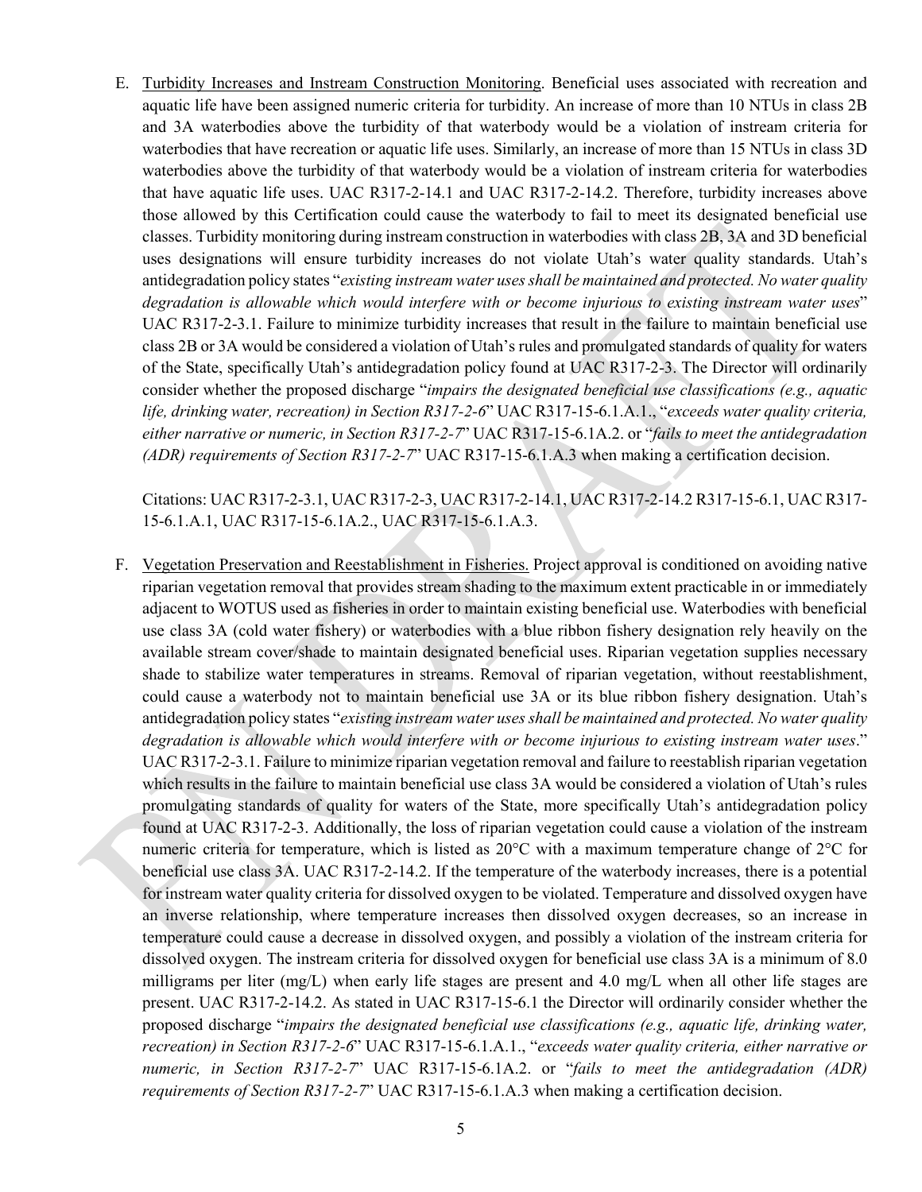E. Turbidity Increases and Instream Construction Monitoring. Beneficial uses associated with recreation and aquatic life have been assigned numeric criteria for turbidity. An increase of more than 10 NTUs in class 2B and 3A waterbodies above the turbidity of that waterbody would be a violation of instream criteria for waterbodies that have recreation or aquatic life uses. Similarly, an increase of more than 15 NTUs in class 3D waterbodies above the turbidity of that waterbody would be a violation of instream criteria for waterbodies that have aquatic life uses. UAC R317-2-14.1 and UAC R317-2-14.2. Therefore, turbidity increases above those allowed by this Certification could cause the waterbody to fail to meet its designated beneficial use classes. Turbidity monitoring during instream construction in waterbodies with class 2B, 3A and 3D beneficial uses designations will ensure turbidity increases do not violate Utah's water quality standards. Utah's antidegradation policy states "*existing instream water uses shall be maintained and protected. No water quality degradation is allowable which would interfere with or become injurious to existing instream water uses*" UAC R317-2-3.1. Failure to minimize turbidity increases that result in the failure to maintain beneficial use class 2B or 3A would be considered a violation of Utah's rules and promulgated standards of quality for waters of the State, specifically Utah's antidegradation policy found at UAC R317-2-3. The Director will ordinarily consider whether the proposed discharge "*impairs the designated beneficial use classifications (e.g., aquatic life, drinking water, recreation) in Section R317-2-6*" UAC R317-15-6.1.A.1., "*exceeds water quality criteria, either narrative or numeric, in Section R317-2-7*" UAC R317-15-6.1A.2. or "*fails to meet the antidegradation (ADR) requirements of Section R317-2-7*" UAC R317-15-6.1.A.3 when making a certification decision.

Citations: UAC R317-2-3.1, UAC R317-2-3, UAC R317-2-14.1, UAC R317-2-14.2 R317-15-6.1, UAC R317-15-6.1.A.1, UAC R317-15-6.1A.2., UAC R317-15-6.1.A.3.

F. Vegetation Preservation and Reestablishment in Fisheries. Project approval is conditioned on avoiding native riparian vegetation removal that provides stream shading to the maximum extent practicable in or immediately adjacent to WOTUS used as fisheries in order to maintain existing beneficial use. Waterbodies with beneficial use class 3A (cold water fishery) or waterbodies with a blue ribbon fishery designation rely heavily on the available stream cover/shade to maintain designated beneficial uses. Riparian vegetation supplies necessary shade to stabilize water temperatures in streams. Removal of riparian vegetation, without reestablishment, could cause a waterbody not to maintain beneficial use 3A or its blue ribbon fishery designation. Utah's antidegradation policy states "*existing instream water uses shall be maintained and protected. No water quality degradation is allowable which would interfere with or become injurious to existing instream water uses*." UAC R317-2-3.1. Failure to minimize riparian vegetation removal and failure to reestablish riparian vegetation which results in the failure to maintain beneficial use class 3A would be considered a violation of Utah's rules promulgating standards of quality for waters of the State, more specifically Utah's antidegradation policy found at UAC R317-2-3. Additionally, the loss of riparian vegetation could cause a violation of the instream numeric criteria for temperature, which is listed as 20°C with a maximum temperature change of 2°C for beneficial use class 3A. UAC R317-2-14.2. If the temperature of the waterbody increases, there is a potential for instream water quality criteria for dissolved oxygen to be violated. Temperature and dissolved oxygen have an inverse relationship, where temperature increases then dissolved oxygen decreases, so an increase in temperature could cause a decrease in dissolved oxygen, and possibly a violation of the instream criteria for dissolved oxygen. The instream criteria for dissolved oxygen for beneficial use class 3A is a minimum of 8.0 milligrams per liter (mg/L) when early life stages are present and 4.0 mg/L when all other life stages are present. UAC R317-2-14.2. As stated in UAC R317-15-6.1 the Director will ordinarily consider whether the proposed discharge "*impairs the designated beneficial use classifications (e.g., aquatic life, drinking water, recreation) in Section R317-2-6*" UAC R317-15-6.1.A.1., "*exceeds water quality criteria, either narrative or numeric, in Section R317-2-7*" UAC R317-15-6.1A.2. or "*fails to meet the antidegradation (ADR) requirements of Section R317-2-7*" UAC R317-15-6.1.A.3 when making a certification decision.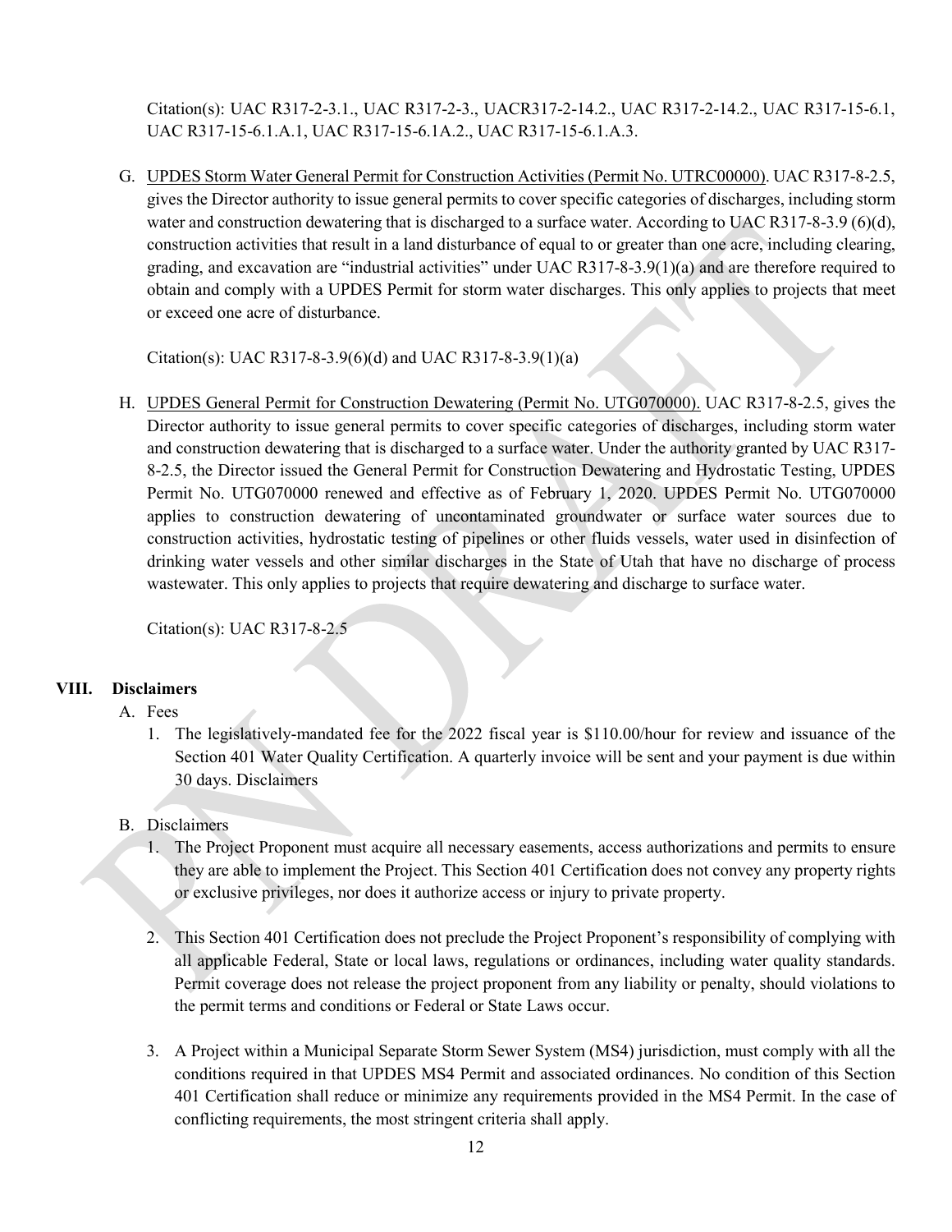Citation(s): UAC R317-2-3.1., UAC R317-2-3., UACR317-2-14.2., UAC R317-2-14.2., UAC R317-15-6.1, UAC R317-15-6.1.A.1, UAC R317-15-6.1A.2., UAC R317-15-6.1.A.3.

G. UPDES Storm Water General Permit for Construction Activities (Permit No. UTRC00000). UAC R317-8-2.5, gives the Director authority to issue general permits to cover specific categories of discharges, including storm water and construction dewatering that is discharged to a surface water. According to UAC R317-8-3.9 (6)(d), construction activities that result in a land disturbance of equal to or greater than one acre, including clearing, grading, and excavation are "industrial activities" under UAC R317-8-3.9(1)(a) and are therefore required to obtain and comply with a UPDES Permit for storm water discharges. This only applies to projects that meet or exceed one acre of disturbance.

   Citation(s): UAC R317-8-3.9(6)(d) and UAC R317-8-3.9(1)(a)

H. UPDES General Permit for Construction Dewatering (Permit No. UTG070000). UAC R317-8-2.5, gives the Director authority to issue general permits to cover specific categories of discharges, including storm water and construction dewatering that is discharged to a surface water. Under the authority granted by UAC R317-8-2.5, the Director issued the General Permit for Construction Dewatering and Hydrostatic Testing, UPDES Permit No. UTG070000 renewed and effective as of February 1, 2020. UPDES Permit No. UTG070000 applies to construction dewatering of uncontaminated groundwater or surface water sources due to construction activities, hydrostatic testing of pipelines or other fluids vessels, water used in disinfection of drinking water vessels and other similar discharges in the State of Utah that have no discharge of process wastewater. This only applies to projects that require dewatering and discharge to surface water.

   Citation(s): UAC R317-8-2.5

## VIII. Disclaimers

A. Fees

   1. The legislatively-mandated fee for the 2022 fiscal year is $110.00/hour for review and issuance of the Section 401 Water Quality Certification. A quarterly invoice will be sent and your payment is due within 30 days. Disclaimers

B. Disclaimers

   1. The Project Proponent must acquire all necessary easements, access authorizations and permits to ensure they are able to implement the Project. This Section 401 Certification does not convey any property rights or exclusive privileges, nor does it authorize access or injury to private property.

   2. This Section 401 Certification does not preclude the Project Proponent's responsibility of complying with all applicable Federal, State or local laws, regulations or ordinances, including water quality standards. Permit coverage does not release the project proponent from any liability or penalty, should violations to the permit terms and conditions or Federal or State Laws occur.

   3. A Project within a Municipal Separate Storm Sewer System (MS4) jurisdiction, must comply with all the conditions required in that UPDES MS4 Permit and associated ordinances. No condition of this Section 401 Certification shall reduce or minimize any requirements provided in the MS4 Permit. In the case of conflicting requirements, the most stringent criteria shall apply.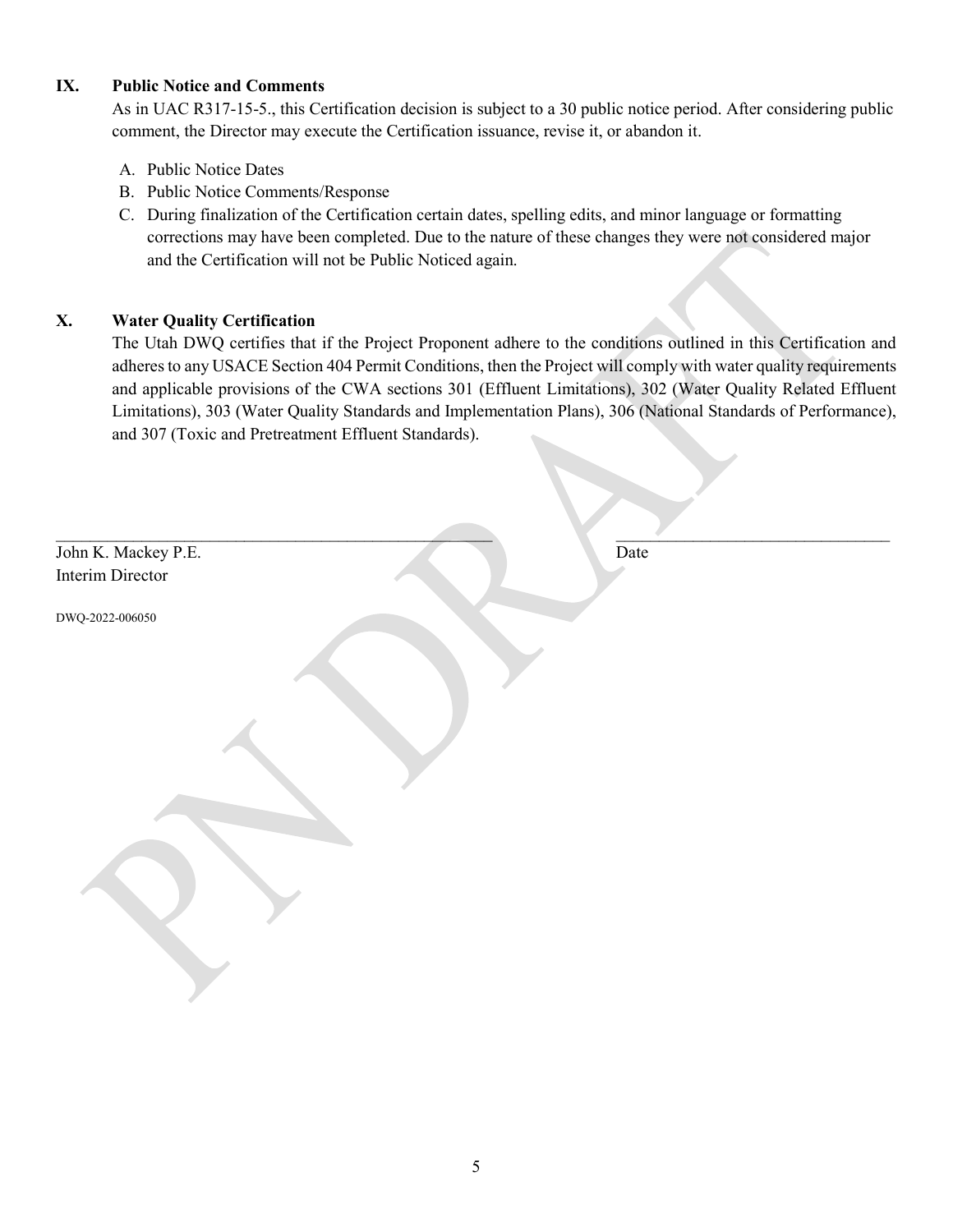## IX. Public Notice and Comments

As in UAC R317-15-5., this Certification decision is subject to a 30 public notice period. After considering public comment, the Director may execute the Certification issuance, revise it, or abandon it.

A. Public Notice Dates
B. Public Notice Comments/Response
C. During finalization of the Certification certain dates, spelling edits, and minor language or formatting corrections may have been completed. Due to the nature of these changes they were not considered major and the Certification will not be Public Noticed again.

## X. Water Quality Certification

The Utah DWQ certifies that if the Project Proponent adhere to the conditions outlined in this Certification and adheres to any USACE Section 404 Permit Conditions, then the Project will comply with water quality requirements and applicable provisions of the CWA sections 301 (Effluent Limitations), 302 (Water Quality Related Effluent Limitations), 303 (Water Quality Standards and Implementation Plans), 306 (National Standards of Performance), and 307 (Toxic and Pretreatment Effluent Standards).

_______________________________________ _______________________

John K. Mackey P.E. Date
Interim Director

DWQ-2022-006050

PN DRAFT